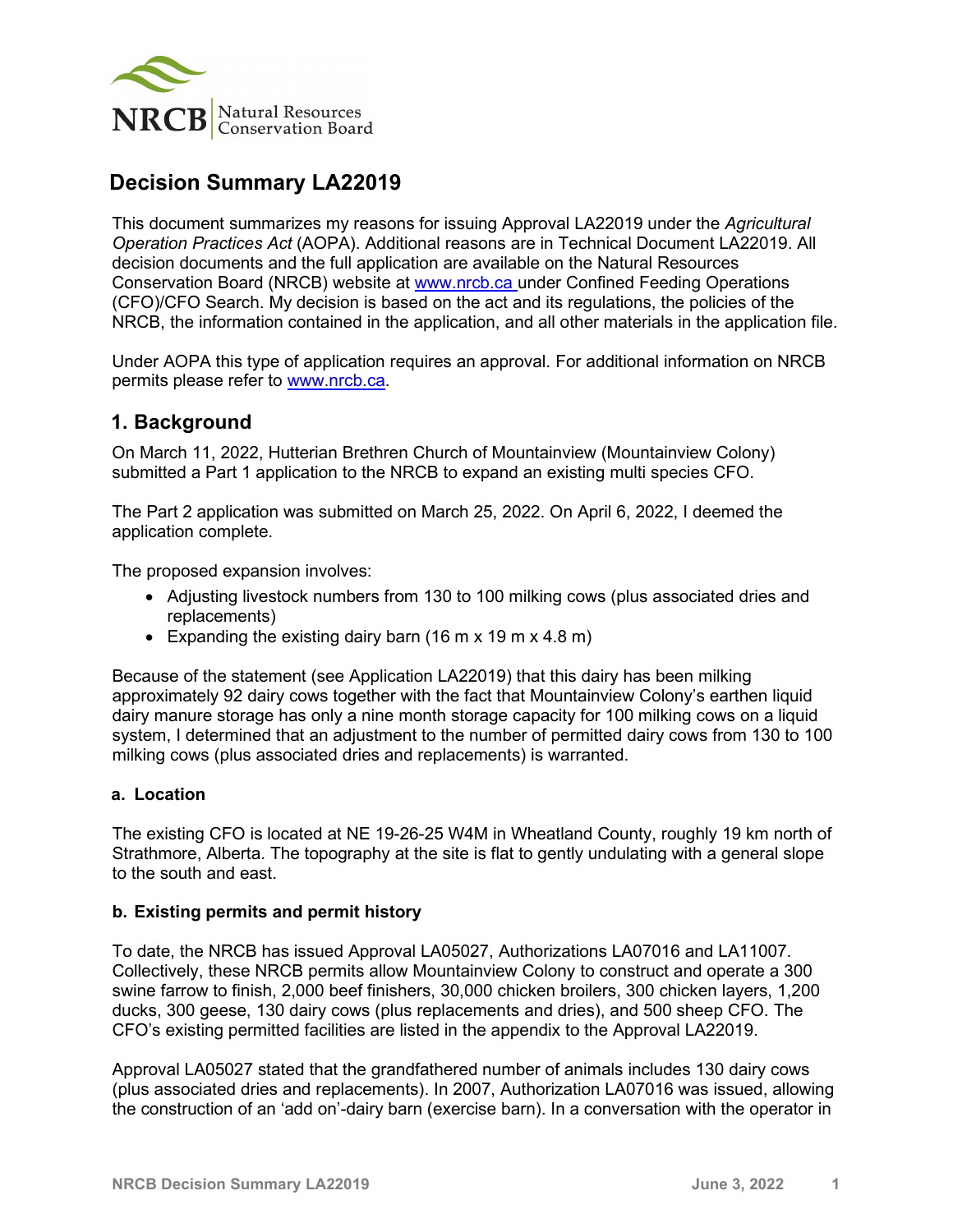# Decision Summary LA22019

This document summarizes my reasons for issuing Approval LA22019 under the *Agricultural Operation Practices Act* (AOPA). Additional reasons are in Technical Document LA22019. All decision documents and the full application are available on the Natural Resources Conservation Board (NRCB) website at www.nrcb.ca under Confined Feeding Operations (CFO)/CFO Search. My decision is based on the act and its regulations, the policies of the NRCB, the information contained in the application, and all other materials in the application file.

Under AOPA this type of application requires an approval. For additional information on NRCB permits please refer to www.nrcb.ca.

## 1. Background

On March 11, 2022, Hutterian Brethren Church of Mountainview (Mountainview Colony) submitted a Part 1 application to the NRCB to expand an existing multi species CFO.

The Part 2 application was submitted on March 25, 2022. On April 6, 2022, I deemed the application complete.

The proposed expansion involves:

- Adjusting livestock numbers from 130 to 100 milking cows (plus associated dries and replacements)
- Expanding the existing dairy barn (16 m x 19 m x 4.8 m)

Because of the statement (see Application LA22019) that this dairy has been milking approximately 92 dairy cows together with the fact that Mountainview Colony's earthen liquid dairy manure storage has only a nine month storage capacity for 100 milking cows on a liquid system, I determined that an adjustment to the number of permitted dairy cows from 130 to 100 milking cows (plus associated dries and replacements) is warranted.

### a. Location

The existing CFO is located at NE 19-26-25 W4M in Wheatland County, roughly 19 km north of Strathmore, Alberta. The topography at the site is flat to gently undulating with a general slope to the south and east.

### b. Existing permits and permit history

To date, the NRCB has issued Approval LA05027, Authorizations LA07016 and LA11007. Collectively, these NRCB permits allow Mountainview Colony to construct and operate a 300 swine farrow to finish, 2,000 beef finishers, 30,000 chicken broilers, 300 chicken layers, 1,200 ducks, 300 geese, 130 dairy cows (plus replacements and dries), and 500 sheep CFO. The CFO's existing permitted facilities are listed in the appendix to the Approval LA22019.

Approval LA05027 stated that the grandfathered number of animals includes 130 dairy cows (plus associated dries and replacements). In 2007, Authorization LA07016 was issued, allowing the construction of an 'add on'-dairy barn (exercise barn). In a conversation with the operator in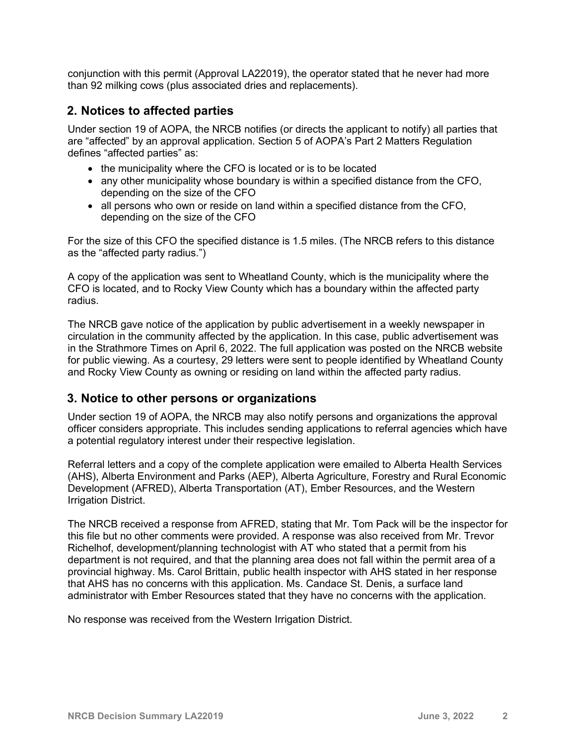conjunction with this permit (Approval LA22019), the operator stated that he never had more than 92 milking cows (plus associated dries and replacements).

## 2. Notices to affected parties

Under section 19 of AOPA, the NRCB notifies (or directs the applicant to notify) all parties that are "affected" by an approval application. Section 5 of AOPA's Part 2 Matters Regulation defines "affected parties" as:

- the municipality where the CFO is located or is to be located
- any other municipality whose boundary is within a specified distance from the CFO, depending on the size of the CFO
- all persons who own or reside on land within a specified distance from the CFO, depending on the size of the CFO

For the size of this CFO the specified distance is 1.5 miles. (The NRCB refers to this distance as the "affected party radius.")

A copy of the application was sent to Wheatland County, which is the municipality where the CFO is located, and to Rocky View County which has a boundary within the affected party radius.

The NRCB gave notice of the application by public advertisement in a weekly newspaper in circulation in the community affected by the application. In this case, public advertisement was in the Strathmore Times on April 6, 2022. The full application was posted on the NRCB website for public viewing. As a courtesy, 29 letters were sent to people identified by Wheatland County and Rocky View County as owning or residing on land within the affected party radius.

## 3. Notice to other persons or organizations

Under section 19 of AOPA, the NRCB may also notify persons and organizations the approval officer considers appropriate. This includes sending applications to referral agencies which have a potential regulatory interest under their respective legislation.

Referral letters and a copy of the complete application were emailed to Alberta Health Services (AHS), Alberta Environment and Parks (AEP), Alberta Agriculture, Forestry and Rural Economic Development (AFRED), Alberta Transportation (AT), Ember Resources, and the Western Irrigation District.

The NRCB received a response from AFRED, stating that Mr. Tom Pack will be the inspector for this file but no other comments were provided. A response was also received from Mr. Trevor Richelhof, development/planning technologist with AT who stated that a permit from his department is not required, and that the planning area does not fall within the permit area of a provincial highway. Ms. Carol Brittain, public health inspector with AHS stated in her response that AHS has no concerns with this application. Ms. Candace St. Denis, a surface land administrator with Ember Resources stated that they have no concerns with the application.

No response was received from the Western Irrigation District.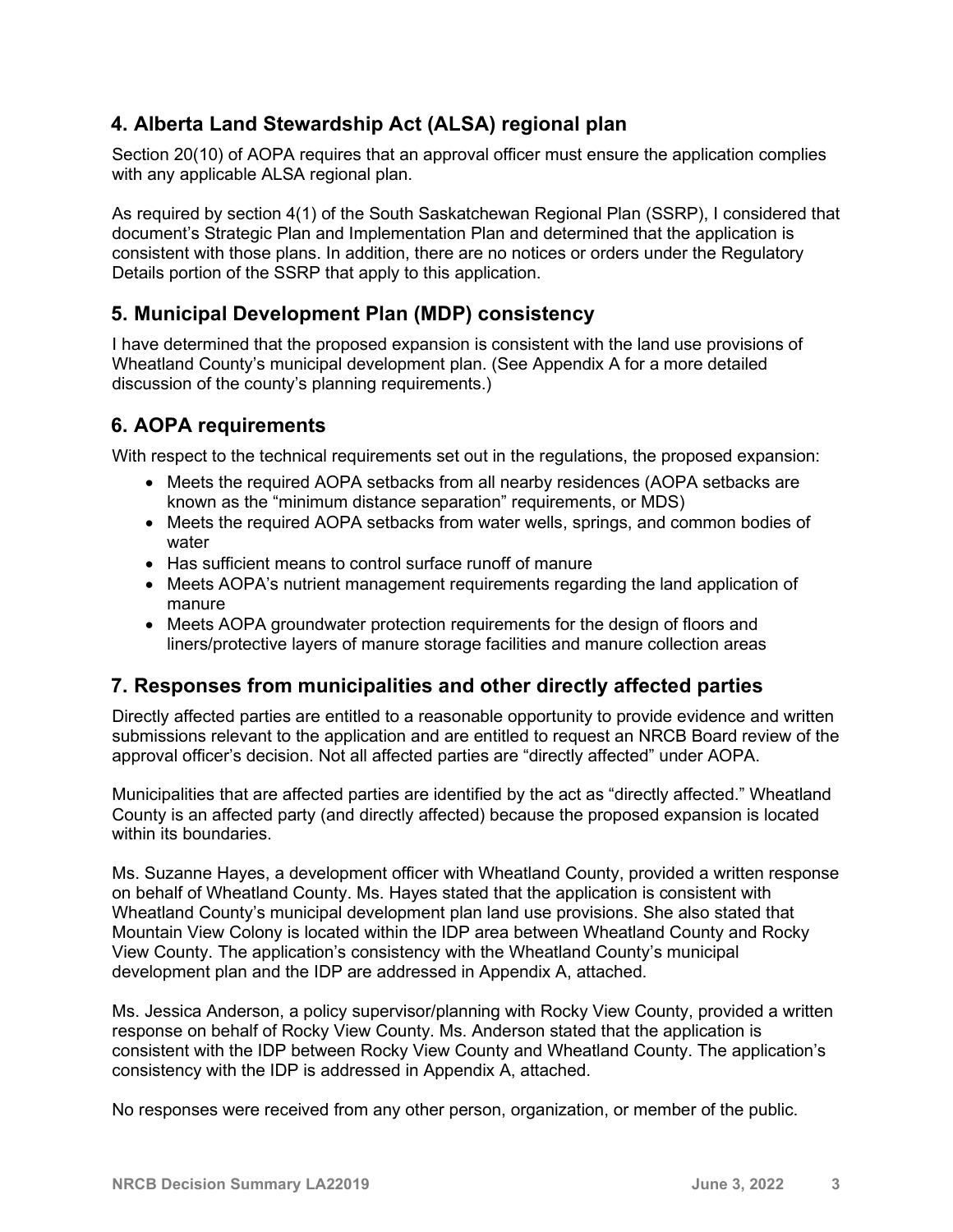## 4. Alberta Land Stewardship Act (ALSA) regional plan

Section 20(10) of AOPA requires that an approval officer must ensure the application complies with any applicable ALSA regional plan.

As required by section 4(1) of the South Saskatchewan Regional Plan (SSRP), I considered that document's Strategic Plan and Implementation Plan and determined that the application is consistent with those plans. In addition, there are no notices or orders under the Regulatory Details portion of the SSRP that apply to this application.

## 5. Municipal Development Plan (MDP) consistency

I have determined that the proposed expansion is consistent with the land use provisions of Wheatland County's municipal development plan. (See Appendix A for a more detailed discussion of the county's planning requirements.)

## 6. AOPA requirements

With respect to the technical requirements set out in the regulations, the proposed expansion:

- Meets the required AOPA setbacks from all nearby residences (AOPA setbacks are known as the "minimum distance separation" requirements, or MDS)
- Meets the required AOPA setbacks from water wells, springs, and common bodies of water
- Has sufficient means to control surface runoff of manure
- Meets AOPA's nutrient management requirements regarding the land application of manure
- Meets AOPA groundwater protection requirements for the design of floors and liners/protective layers of manure storage facilities and manure collection areas

## 7. Responses from municipalities and other directly affected parties

Directly affected parties are entitled to a reasonable opportunity to provide evidence and written submissions relevant to the application and are entitled to request an NRCB Board review of the approval officer's decision. Not all affected parties are "directly affected" under AOPA.

Municipalities that are affected parties are identified by the act as "directly affected." Wheatland County is an affected party (and directly affected) because the proposed expansion is located within its boundaries.

Ms. Suzanne Hayes, a development officer with Wheatland County, provided a written response on behalf of Wheatland County. Ms. Hayes stated that the application is consistent with Wheatland County's municipal development plan land use provisions. She also stated that Mountain View Colony is located within the IDP area between Wheatland County and Rocky View County. The application's consistency with the Wheatland County's municipal development plan and the IDP are addressed in Appendix A, attached.

Ms. Jessica Anderson, a policy supervisor/planning with Rocky View County, provided a written response on behalf of Rocky View County. Ms. Anderson stated that the application is consistent with the IDP between Rocky View County and Wheatland County. The application's consistency with the IDP is addressed in Appendix A, attached.

No responses were received from any other person, organization, or member of the public.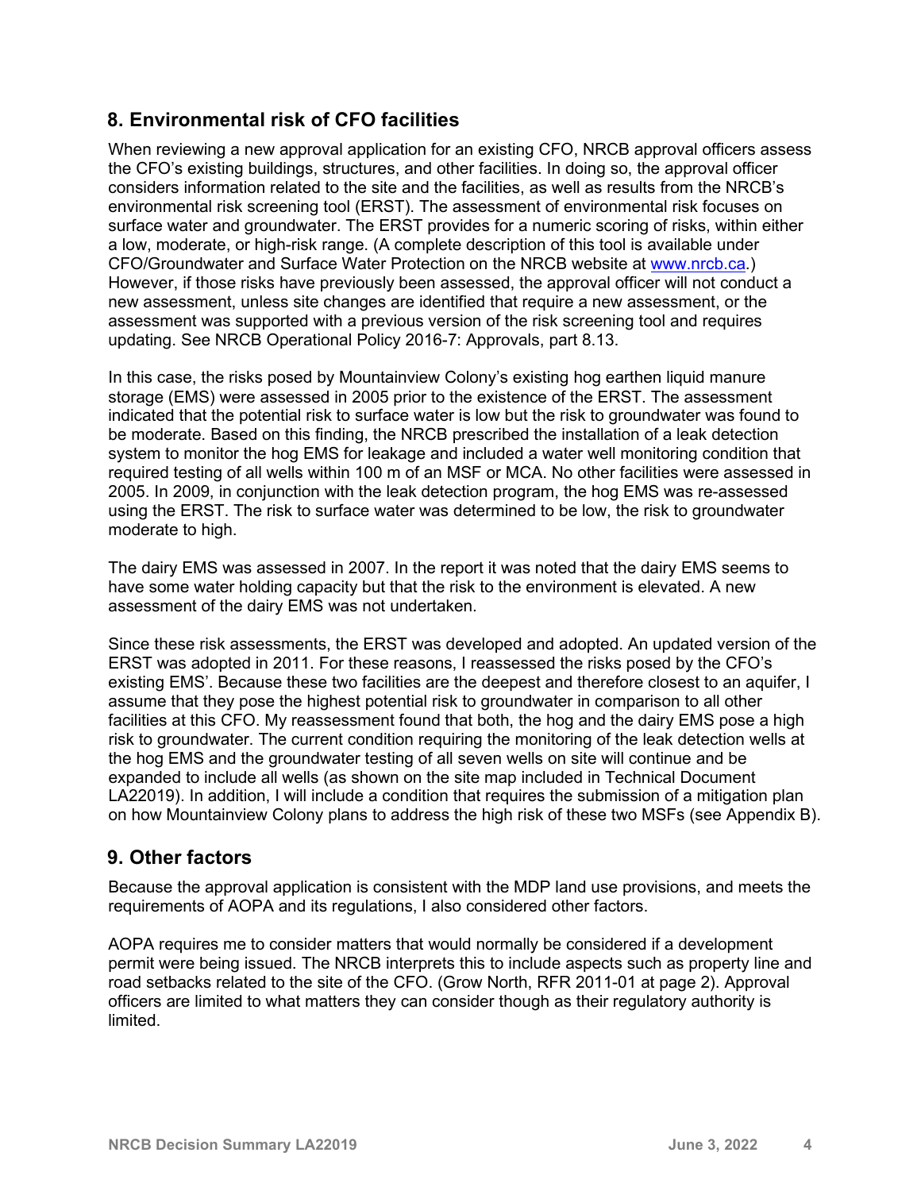## 8. Environmental risk of CFO facilities

When reviewing a new approval application for an existing CFO, NRCB approval officers assess the CFO's existing buildings, structures, and other facilities. In doing so, the approval officer considers information related to the site and the facilities, as well as results from the NRCB's environmental risk screening tool (ERST). The assessment of environmental risk focuses on surface water and groundwater. The ERST provides for a numeric scoring of risks, within either a low, moderate, or high-risk range. (A complete description of this tool is available under CFO/Groundwater and Surface Water Protection on the NRCB website at [www.nrcb.ca](www.nrcb.ca).) However, if those risks have previously been assessed, the approval officer will not conduct a new assessment, unless site changes are identified that require a new assessment, or the assessment was supported with a previous version of the risk screening tool and requires updating. See NRCB Operational Policy 2016-7: Approvals, part 8.13.

In this case, the risks posed by Mountainview Colony's existing hog earthen liquid manure storage (EMS) were assessed in 2005 prior to the existence of the ERST. The assessment indicated that the potential risk to surface water is low but the risk to groundwater was found to be moderate. Based on this finding, the NRCB prescribed the installation of a leak detection system to monitor the hog EMS for leakage and included a water well monitoring condition that required testing of all wells within 100 m of an MSF or MCA. No other facilities were assessed in 2005. In 2009, in conjunction with the leak detection program, the hog EMS was re-assessed using the ERST. The risk to surface water was determined to be low, the risk to groundwater moderate to high.

The dairy EMS was assessed in 2007. In the report it was noted that the dairy EMS seems to have some water holding capacity but that the risk to the environment is elevated. A new assessment of the dairy EMS was not undertaken.

Since these risk assessments, the ERST was developed and adopted. An updated version of the ERST was adopted in 2011. For these reasons, I reassessed the risks posed by the CFO's existing EMS'. Because these two facilities are the deepest and therefore closest to an aquifer, I assume that they pose the highest potential risk to groundwater in comparison to all other facilities at this CFO. My reassessment found that both, the hog and the dairy EMS pose a high risk to groundwater. The current condition requiring the monitoring of the leak detection wells at the hog EMS and the groundwater testing of all seven wells on site will continue and be expanded to include all wells (as shown on the site map included in Technical Document LA22019). In addition, I will include a condition that requires the submission of a mitigation plan on how Mountainview Colony plans to address the high risk of these two MSFs (see Appendix B).

## 9. Other factors

Because the approval application is consistent with the MDP land use provisions, and meets the requirements of AOPA and its regulations, I also considered other factors.

AOPA requires me to consider matters that would normally be considered if a development permit were being issued. The NRCB interprets this to include aspects such as property line and road setbacks related to the site of the CFO. (Grow North, RFR 2011-01 at page 2). Approval officers are limited to what matters they can consider though as their regulatory authority is limited.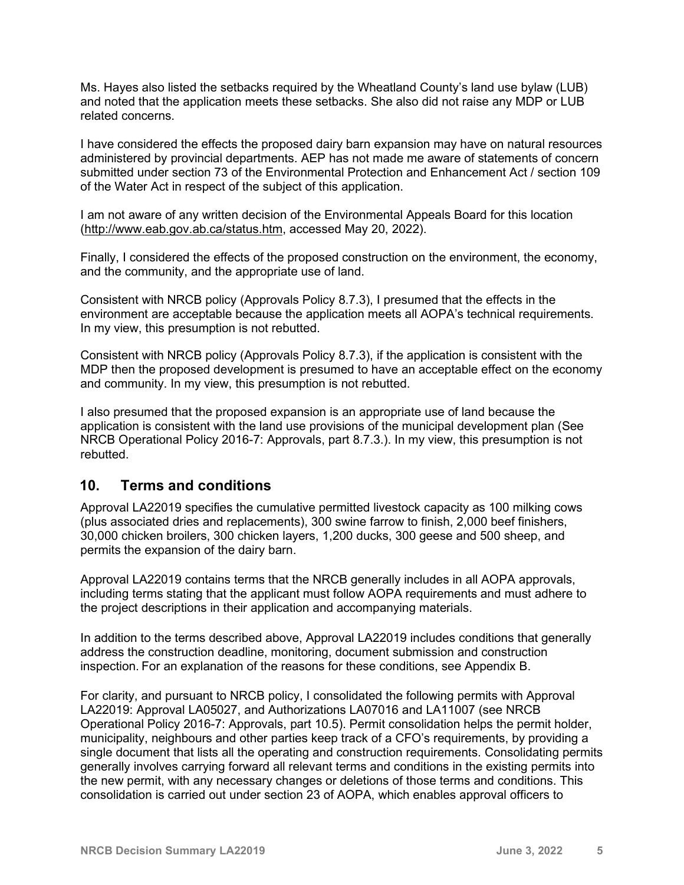Ms. Hayes also listed the setbacks required by the Wheatland County's land use bylaw (LUB) and noted that the application meets these setbacks. She also did not raise any MDP or LUB related concerns.

I have considered the effects the proposed dairy barn expansion may have on natural resources administered by provincial departments. AEP has not made me aware of statements of concern submitted under section 73 of the Environmental Protection and Enhancement Act / section 109 of the Water Act in respect of the subject of this application.

I am not aware of any written decision of the Environmental Appeals Board for this location (http://www.eab.gov.ab.ca/status.htm, accessed May 20, 2022).

Finally, I considered the effects of the proposed construction on the environment, the economy, and the community, and the appropriate use of land.

Consistent with NRCB policy (Approvals Policy 8.7.3), I presumed that the effects in the environment are acceptable because the application meets all AOPA's technical requirements. In my view, this presumption is not rebutted.

Consistent with NRCB policy (Approvals Policy 8.7.3), if the application is consistent with the MDP then the proposed development is presumed to have an acceptable effect on the economy and community. In my view, this presumption is not rebutted.

I also presumed that the proposed expansion is an appropriate use of land because the application is consistent with the land use provisions of the municipal development plan (See NRCB Operational Policy 2016-7: Approvals, part 8.7.3.). In my view, this presumption is not rebutted.

## 10. Terms and conditions

Approval LA22019 specifies the cumulative permitted livestock capacity as 100 milking cows (plus associated dries and replacements), 300 swine farrow to finish, 2,000 beef finishers, 30,000 chicken broilers, 300 chicken layers, 1,200 ducks, 300 geese and 500 sheep, and permits the expansion of the dairy barn.

Approval LA22019 contains terms that the NRCB generally includes in all AOPA approvals, including terms stating that the applicant must follow AOPA requirements and must adhere to the project descriptions in their application and accompanying materials.

In addition to the terms described above, Approval LA22019 includes conditions that generally address the construction deadline, monitoring, document submission and construction inspection. For an explanation of the reasons for these conditions, see Appendix B.

For clarity, and pursuant to NRCB policy, I consolidated the following permits with Approval LA22019: Approval LA05027, and Authorizations LA07016 and LA11007 (see NRCB Operational Policy 2016-7: Approvals, part 10.5). Permit consolidation helps the permit holder, municipality, neighbours and other parties keep track of a CFO's requirements, by providing a single document that lists all the operating and construction requirements. Consolidating permits generally involves carrying forward all relevant terms and conditions in the existing permits into the new permit, with any necessary changes or deletions of those terms and conditions. This consolidation is carried out under section 23 of AOPA, which enables approval officers to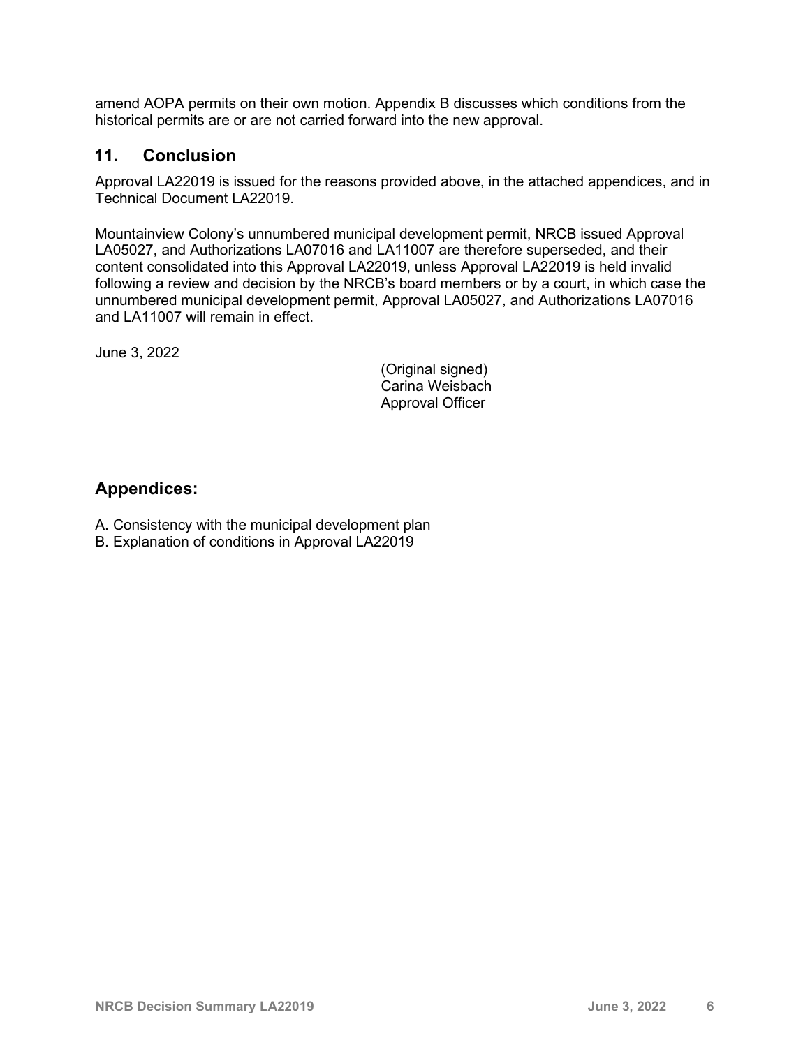amend AOPA permits on their own motion. Appendix B discusses which conditions from the historical permits are or are not carried forward into the new approval.

## 11. Conclusion

Approval LA22019 is issued for the reasons provided above, in the attached appendices, and in Technical Document LA22019.

Mountainview Colony's unnumbered municipal development permit, NRCB issued Approval LA05027, and Authorizations LA07016 and LA11007 are therefore superseded, and their content consolidated into this Approval LA22019, unless Approval LA22019 is held invalid following a review and decision by the NRCB's board members or by a court, in which case the unnumbered municipal development permit, Approval LA05027, and Authorizations LA07016 and LA11007 will remain in effect.

June 3, 2022

(Original signed)
Carina Weisbach
Approval Officer

## Appendices:

A. Consistency with the municipal development plan
B. Explanation of conditions in Approval LA22019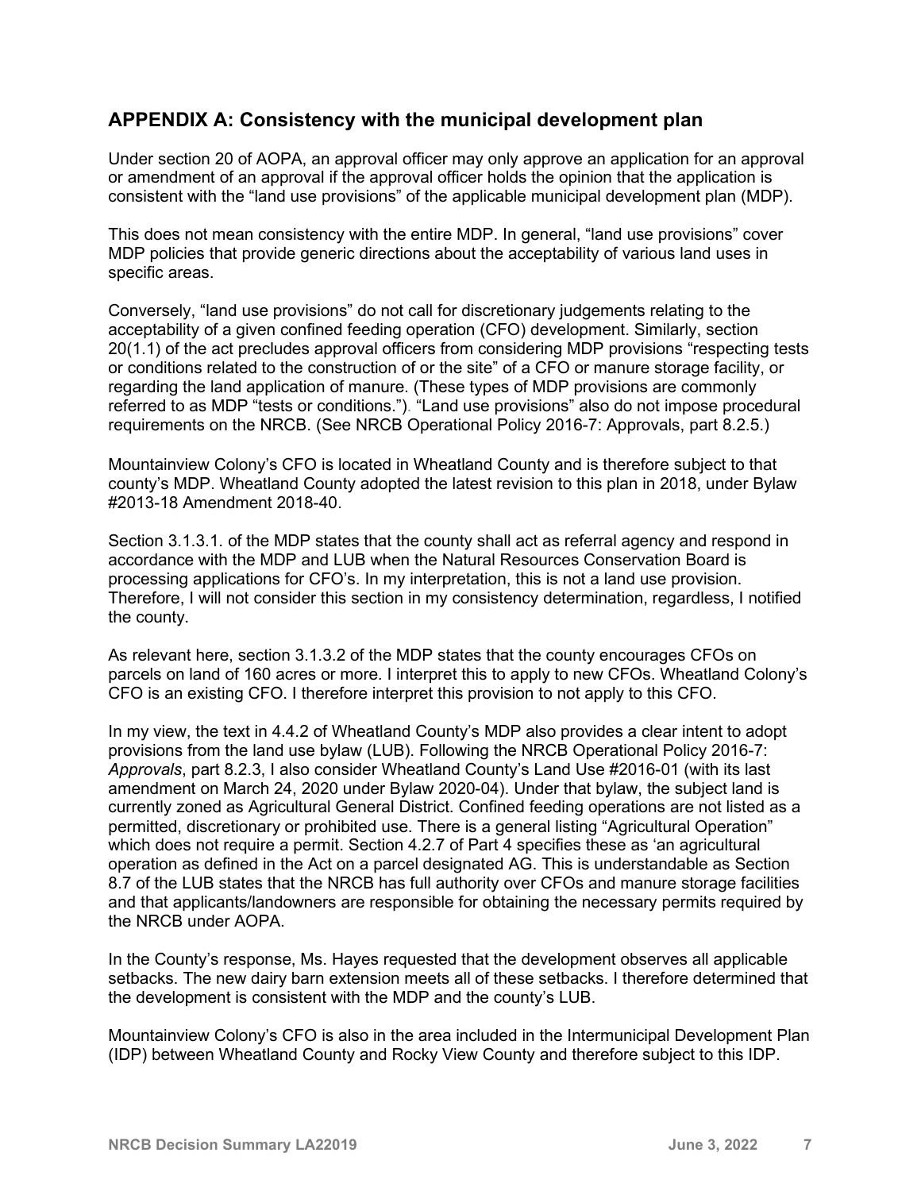## APPENDIX A: Consistency with the municipal development plan

Under section 20 of AOPA, an approval officer may only approve an application for an approval or amendment of an approval if the approval officer holds the opinion that the application is consistent with the "land use provisions" of the applicable municipal development plan (MDP).

This does not mean consistency with the entire MDP. In general, "land use provisions" cover MDP policies that provide generic directions about the acceptability of various land uses in specific areas.

Conversely, "land use provisions" do not call for discretionary judgements relating to the acceptability of a given confined feeding operation (CFO) development. Similarly, section 20(1.1) of the act precludes approval officers from considering MDP provisions "respecting tests or conditions related to the construction of or the site" of a CFO or manure storage facility, or regarding the land application of manure. (These types of MDP provisions are commonly referred to as MDP "tests or conditions."). "Land use provisions" also do not impose procedural requirements on the NRCB. (See NRCB Operational Policy 2016-7: Approvals, part 8.2.5.)

Mountainview Colony's CFO is located in Wheatland County and is therefore subject to that county's MDP. Wheatland County adopted the latest revision to this plan in 2018, under Bylaw #2013-18 Amendment 2018-40.

Section 3.1.3.1. of the MDP states that the county shall act as referral agency and respond in accordance with the MDP and LUB when the Natural Resources Conservation Board is processing applications for CFO's. In my interpretation, this is not a land use provision. Therefore, I will not consider this section in my consistency determination, regardless, I notified the county.

As relevant here, section 3.1.3.2 of the MDP states that the county encourages CFOs on parcels on land of 160 acres or more. I interpret this to apply to new CFOs. Wheatland Colony's CFO is an existing CFO. I therefore interpret this provision to not apply to this CFO.

In my view, the text in 4.4.2 of Wheatland County's MDP also provides a clear intent to adopt provisions from the land use bylaw (LUB). Following the NRCB Operational Policy 2016-7: *Approvals*, part 8.2.3, I also consider Wheatland County's Land Use #2016-01 (with its last amendment on March 24, 2020 under Bylaw 2020-04). Under that bylaw, the subject land is currently zoned as Agricultural General District. Confined feeding operations are not listed as a permitted, discretionary or prohibited use. There is a general listing "Agricultural Operation" which does not require a permit. Section 4.2.7 of Part 4 specifies these as 'an agricultural operation as defined in the Act on a parcel designated AG. This is understandable as Section 8.7 of the LUB states that the NRCB has full authority over CFOs and manure storage facilities and that applicants/landowners are responsible for obtaining the necessary permits required by the NRCB under AOPA.

In the County's response, Ms. Hayes requested that the development observes all applicable setbacks. The new dairy barn extension meets all of these setbacks. I therefore determined that the development is consistent with the MDP and the county's LUB.

Mountainview Colony's CFO is also in the area included in the Intermunicipal Development Plan (IDP) between Wheatland County and Rocky View County and therefore subject to this IDP.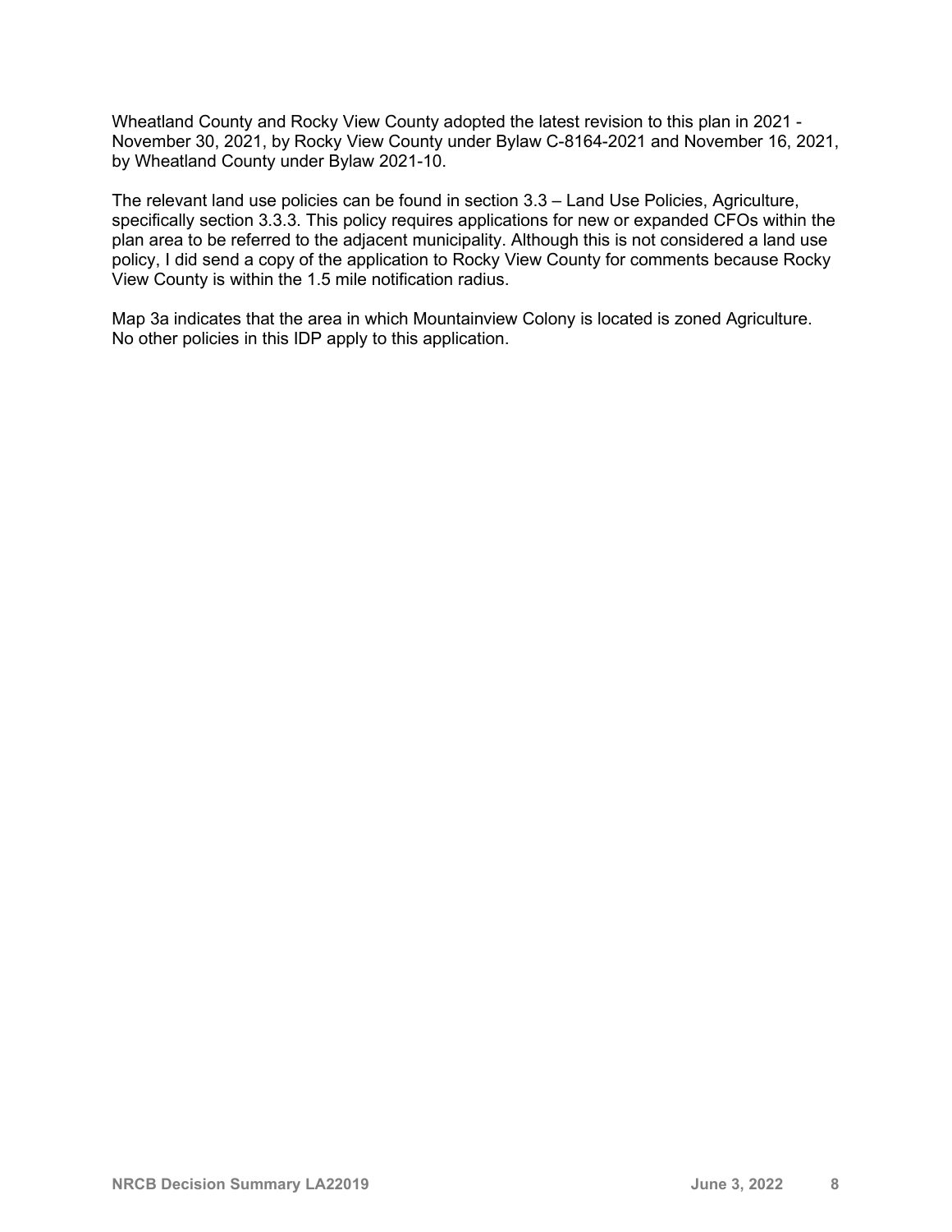Wheatland County and Rocky View County adopted the latest revision to this plan in 2021 - November 30, 2021, by Rocky View County under Bylaw C-8164-2021 and November 16, 2021, by Wheatland County under Bylaw 2021-10.

The relevant land use policies can be found in section 3.3 – Land Use Policies, Agriculture, specifically section 3.3.3. This policy requires applications for new or expanded CFOs within the plan area to be referred to the adjacent municipality. Although this is not considered a land use policy, I did send a copy of the application to Rocky View County for comments because Rocky View County is within the 1.5 mile notification radius.

Map 3a indicates that the area in which Mountainview Colony is located is zoned Agriculture. No other policies in this IDP apply to this application.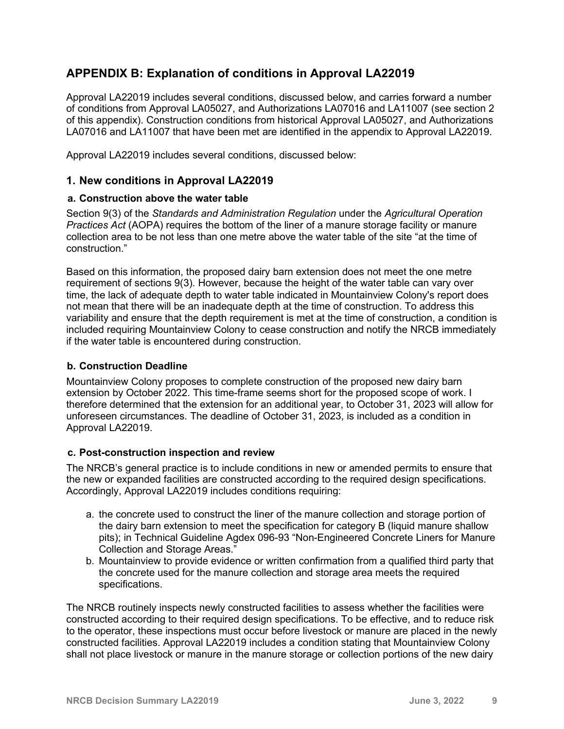## APPENDIX B: Explanation of conditions in Approval LA22019

Approval LA22019 includes several conditions, discussed below, and carries forward a number of conditions from Approval LA05027, and Authorizations LA07016 and LA11007 (see section 2 of this appendix). Construction conditions from historical Approval LA05027, and Authorizations LA07016 and LA11007 that have been met are identified in the appendix to Approval LA22019.

Approval LA22019 includes several conditions, discussed below:

### 1. New conditions in Approval LA22019

#### a. Construction above the water table

Section 9(3) of the *Standards and Administration Regulation* under the *Agricultural Operation Practices Act* (AOPA) requires the bottom of the liner of a manure storage facility or manure collection area to be not less than one metre above the water table of the site "at the time of construction."

Based on this information, the proposed dairy barn extension does not meet the one metre requirement of sections 9(3). However, because the height of the water table can vary over time, the lack of adequate depth to water table indicated in Mountainview Colony's report does not mean that there will be an inadequate depth at the time of construction. To address this variability and ensure that the depth requirement is met at the time of construction, a condition is included requiring Mountainview Colony to cease construction and notify the NRCB immediately if the water table is encountered during construction.

#### b. Construction Deadline

Mountainview Colony proposes to complete construction of the proposed new dairy barn extension by October 2022. This time-frame seems short for the proposed scope of work. I therefore determined that the extension for an additional year, to October 31, 2023 will allow for unforeseen circumstances. The deadline of October 31, 2023, is included as a condition in Approval LA22019.

#### c. Post-construction inspection and review

The NRCB's general practice is to include conditions in new or amended permits to ensure that the new or expanded facilities are constructed according to the required design specifications. Accordingly, Approval LA22019 includes conditions requiring:

a. the concrete used to construct the liner of the manure collection and storage portion of the dairy barn extension to meet the specification for category B (liquid manure shallow pits); in Technical Guideline Agdex 096-93 "Non-Engineered Concrete Liners for Manure Collection and Storage Areas."
b. Mountainview to provide evidence or written confirmation from a qualified third party that the concrete used for the manure collection and storage area meets the required specifications.

The NRCB routinely inspects newly constructed facilities to assess whether the facilities were constructed according to their required design specifications. To be effective, and to reduce risk to the operator, these inspections must occur before livestock or manure are placed in the newly constructed facilities. Approval LA22019 includes a condition stating that Mountainview Colony shall not place livestock or manure in the manure storage or collection portions of the new dairy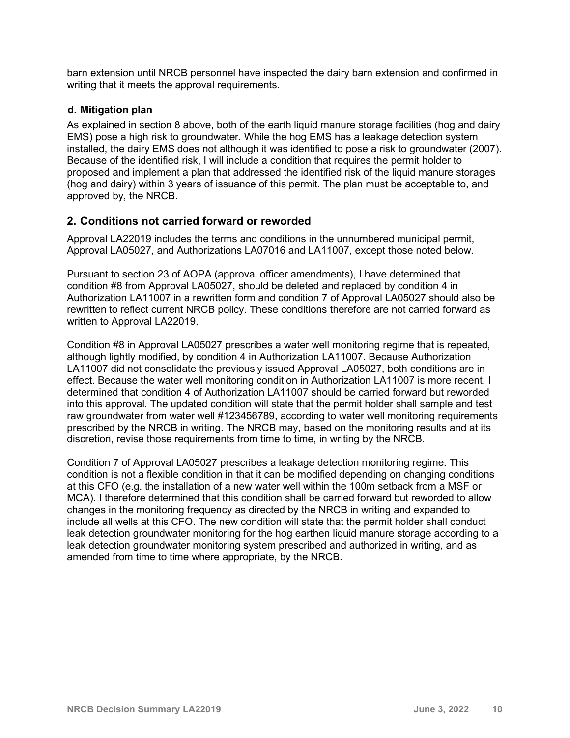barn extension until NRCB personnel have inspected the dairy barn extension and confirmed in writing that it meets the approval requirements.

### d. Mitigation plan

As explained in section 8 above, both of the earth liquid manure storage facilities (hog and dairy EMS) pose a high risk to groundwater. While the hog EMS has a leakage detection system installed, the dairy EMS does not although it was identified to pose a risk to groundwater (2007). Because of the identified risk, I will include a condition that requires the permit holder to proposed and implement a plan that addressed the identified risk of the liquid manure storages (hog and dairy) within 3 years of issuance of this permit. The plan must be acceptable to, and approved by, the NRCB.

## 2. Conditions not carried forward or reworded

Approval LA22019 includes the terms and conditions in the unnumbered municipal permit, Approval LA05027, and Authorizations LA07016 and LA11007, except those noted below.

Pursuant to section 23 of AOPA (approval officer amendments), I have determined that condition #8 from Approval LA05027, should be deleted and replaced by condition 4 in Authorization LA11007 in a rewritten form and condition 7 of Approval LA05027 should also be rewritten to reflect current NRCB policy. These conditions therefore are not carried forward as written to Approval LA22019.

Condition #8 in Approval LA05027 prescribes a water well monitoring regime that is repeated, although lightly modified, by condition 4 in Authorization LA11007. Because Authorization LA11007 did not consolidate the previously issued Approval LA05027, both conditions are in effect. Because the water well monitoring condition in Authorization LA11007 is more recent, I determined that condition 4 of Authorization LA11007 should be carried forward but reworded into this approval. The updated condition will state that the permit holder shall sample and test raw groundwater from water well #123456789, according to water well monitoring requirements prescribed by the NRCB in writing. The NRCB may, based on the monitoring results and at its discretion, revise those requirements from time to time, in writing by the NRCB.

Condition 7 of Approval LA05027 prescribes a leakage detection monitoring regime. This condition is not a flexible condition in that it can be modified depending on changing conditions at this CFO (e.g. the installation of a new water well within the 100m setback from a MSF or MCA). I therefore determined that this condition shall be carried forward but reworded to allow changes in the monitoring frequency as directed by the NRCB in writing and expanded to include all wells at this CFO. The new condition will state that the permit holder shall conduct leak detection groundwater monitoring for the hog earthen liquid manure storage according to a leak detection groundwater monitoring system prescribed and authorized in writing, and as amended from time to time where appropriate, by the NRCB.